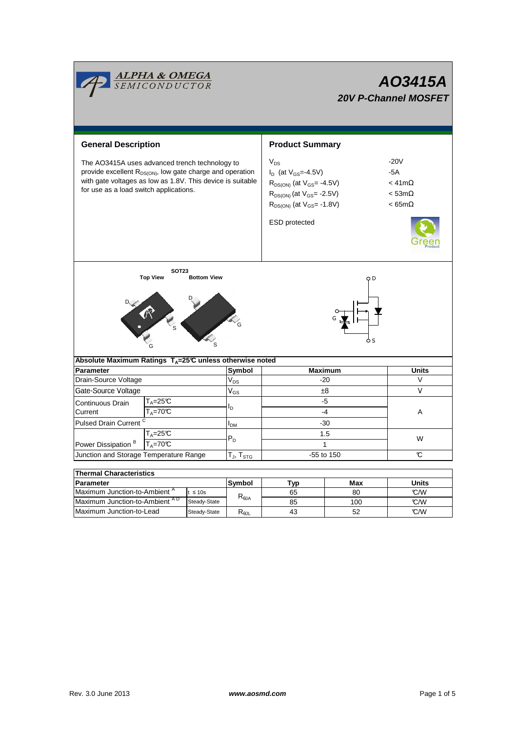# AO3415A

## 20V P-Channel MOSFET

ALPHA & OMEGA SEMICONDUCTOR

## General Description

The AO3415A uses advanced trench technology to provide excellent $R_{DS(ON)}$, low gate charge and operation with gate voltages as low as 1.8V. This device is suitable for use as a load switch applications.

## Product Summary

| | |
|---|---|
| $V_{DS}$ | -20V |
| $I_D$ (at $V_{GS}$=-4.5V) | -5A |
| $R_{DS(ON)}$ (at $V_{GS}$= -4.5V) | < 41mΩ |
| $R_{DS(ON)}$ (at $V_{GS}$= -2.5V) | < 53mΩ |
| $R_{DS(ON)}$ (at $V_{GS}$= -1.8V) | < 65mΩ |

ESD protected

SOT23

Top View　　Bottom View

## Absolute Maximum Ratings $T_A$=25°C unless otherwise noted

| Parameter | | Symbol | Maximum | Units |
|---|---|---|---|---|
| Drain-Source Voltage | | $V_{DS}$ | -20 | V |
| Gate-Source Voltage | | $V_{GS}$ | ±8 | V |
| Continuous Drain Current | $T_A$=25°C | $I_D$ | -5 | A |
| | $T_A$=70°C | | -4 | |
| Pulsed Drain Current [C] | | $I_{DM}$ | -30 | |
| Power Dissipation [B] | $T_A$=25°C | $P_D$ | 1.5 | W |
| | $T_A$=70°C | | 1 | |
| Junction and Storage Temperature Range | | $T_J$, $T_{STG}$ | -55 to 150 | °C |

## Thermal Characteristics

| Parameter | | Symbol | Typ | Max | Units |
|---|---|---|---|---|---|
| Maximum Junction-to-Ambient [A] | t ≤ 10s | $R_{\theta JA}$ | 65 | 80 | °C/W |
| Maximum Junction-to-Ambient [A D] | Steady-State | | 85 | 100 | °C/W |
| Maximum Junction-to-Lead | Steady-State | $R_{\theta JL}$ | 43 | 52 | °C/W |

Rev. 3.0 June 2013　　www.aosmd.com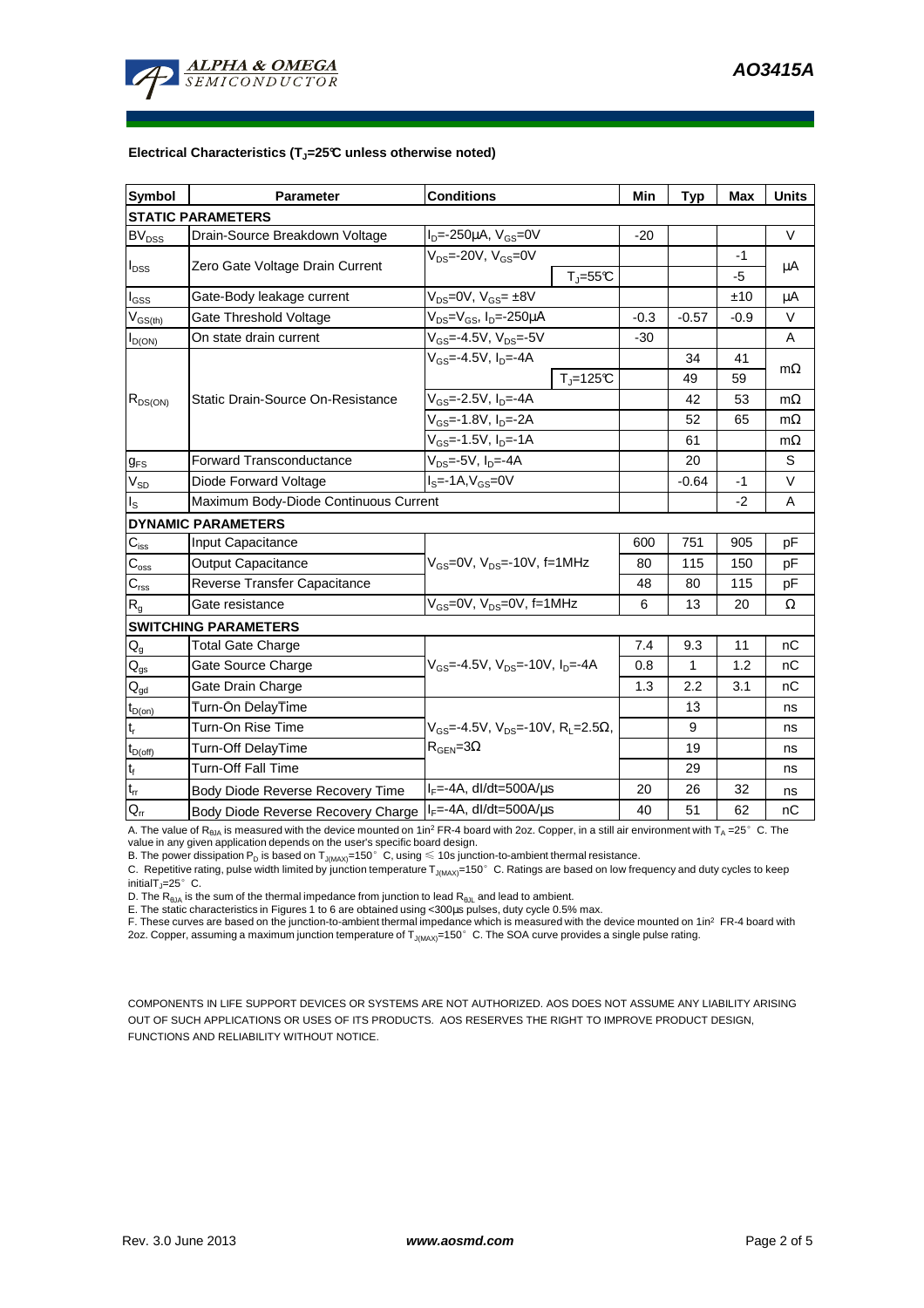**Electrical Characteristics ($T_J$=25°C unless otherwise noted)**

| Symbol | Parameter | Conditions | | Min | Typ | Max | Units |
|---|---|---|---|---|---|---|---|
| **STATIC PARAMETERS** | | | | | | | |
| $BV_{DSS}$ | Drain-Source Breakdown Voltage | $I_D$=-250µA, $V_{GS}$=0V | | -20 | | | V |
| $I_{DSS}$ | Zero Gate Voltage Drain Current | $V_{DS}$=-20V, $V_{GS}$=0V | | | | -1 | µA |
| | | | $T_J$=55°C | | | -5 | |
| $I_{GSS}$ | Gate-Body leakage current | $V_{DS}$=0V, $V_{GS}$= ±8V | | | | ±10 | µA |
| $V_{GS(th)}$ | Gate Threshold Voltage | $V_{DS}$=$V_{GS}$, $I_D$=-250µA | | -0.3 | -0.57 | -0.9 | V |
| $I_{D(ON)}$ | On state drain current | $V_{GS}$=-4.5V, $V_{DS}$=-5V | | -30 | | | A |
| $R_{DS(ON)}$ | Static Drain-Source On-Resistance | $V_{GS}$=-4.5V, $I_D$=-4A | | | 34 | 41 | mΩ |
| | | | $T_J$=125°C | | 49 | 59 | |
| | | $V_{GS}$=-2.5V, $I_D$=-4A | | | 42 | 53 | mΩ |
| | | $V_{GS}$=-1.8V, $I_D$=-2A | | | 52 | 65 | mΩ |
| | | $V_{GS}$=-1.5V, $I_D$=-1A | | | 61 | | mΩ |
| $g_{FS}$ | Forward Transconductance | $V_{DS}$=-5V, $I_D$=-4A | | | 20 | | S |
| $V_{SD}$ | Diode Forward Voltage | $I_S$=-1A,$V_{GS}$=0V | | | -0.64 | -1 | V |
| $I_S$ | Maximum Body-Diode Continuous Current | | | | | -2 | A |
| **DYNAMIC PARAMETERS** | | | | | | | |
| $C_{iss}$ | Input Capacitance | $V_{GS}$=0V, $V_{DS}$=-10V, f=1MHz | | 600 | 751 | 905 | pF |
| $C_{oss}$ | Output Capacitance | | | 80 | 115 | 150 | pF |
| $C_{rss}$ | Reverse Transfer Capacitance | | | 48 | 80 | 115 | pF |
| $R_g$ | Gate resistance | $V_{GS}$=0V, $V_{DS}$=0V, f=1MHz | | 6 | 13 | 20 | Ω |
| **SWITCHING PARAMETERS** | | | | | | | |
| $Q_g$ | Total Gate Charge | $V_{GS}$=-4.5V, $V_{DS}$=-10V, $I_D$=-4A | | 7.4 | 9.3 | 11 | nC |
| $Q_{gs}$ | Gate Source Charge | | | 0.8 | 1 | 1.2 | nC |
| $Q_{gd}$ | Gate Drain Charge | | | 1.3 | 2.2 | 3.1 | nC |
| $t_{D(on)}$ | Turn-On DelayTime | $V_{GS}$=-4.5V, $V_{DS}$=-10V, $R_L$=2.5Ω, $R_{GEN}$=3Ω | | | 13 | | ns |
| $t_r$ | Turn-On Rise Time | | | | 9 | | ns |
| $t_{D(off)}$ | Turn-Off DelayTime | | | | 19 | | ns |
| $t_f$ | Turn-Off Fall Time | | | | 29 | | ns |
| $t_{rr}$ | Body Diode Reverse Recovery Time | $I_F$=-4A, dI/dt=500A/µs | | 20 | 26 | 32 | ns |
| $Q_{rr}$ | Body Diode Reverse Recovery Charge | $I_F$=-4A, dI/dt=500A/µs | | 40 | 51 | 62 | nC |

A. The value of $R_{\theta JA}$ is measured with the device mounted on 1in² FR-4 board with 2oz. Copper, in a still air environment with $T_A$ =25° C. The value in any given application depends on the user's specific board design.
B. The power dissipation $P_D$ is based on $T_{J(MAX)}$=150° C, using ≤ 10s junction-to-ambient thermal resistance.
C. Repetitive rating, pulse width limited by junction temperature $T_{J(MAX)}$=150° C. Ratings are based on low frequency and duty cycles to keep initial $T_J$=25° C.
D. The $R_{\theta JA}$ is the sum of the thermal impedance from junction to lead $R_{\theta JL}$ and lead to ambient.
E. The static characteristics in Figures 1 to 6 are obtained using <300µs pulses, duty cycle 0.5% max.
F. These curves are based on the junction-to-ambient thermal impedance which is measured with the device mounted on 1in² FR-4 board with 2oz. Copper, assuming a maximum junction temperature of $T_{J(MAX)}$=150° C. The SOA curve provides a single pulse rating.

COMPONENTS IN LIFE SUPPORT DEVICES OR SYSTEMS ARE NOT AUTHORIZED. AOS DOES NOT ASSUME ANY LIABILITY ARISING OUT OF SUCH APPLICATIONS OR USES OF ITS PRODUCTS. AOS RESERVES THE RIGHT TO IMPROVE PRODUCT DESIGN, FUNCTIONS AND RELIABILITY WITHOUT NOTICE.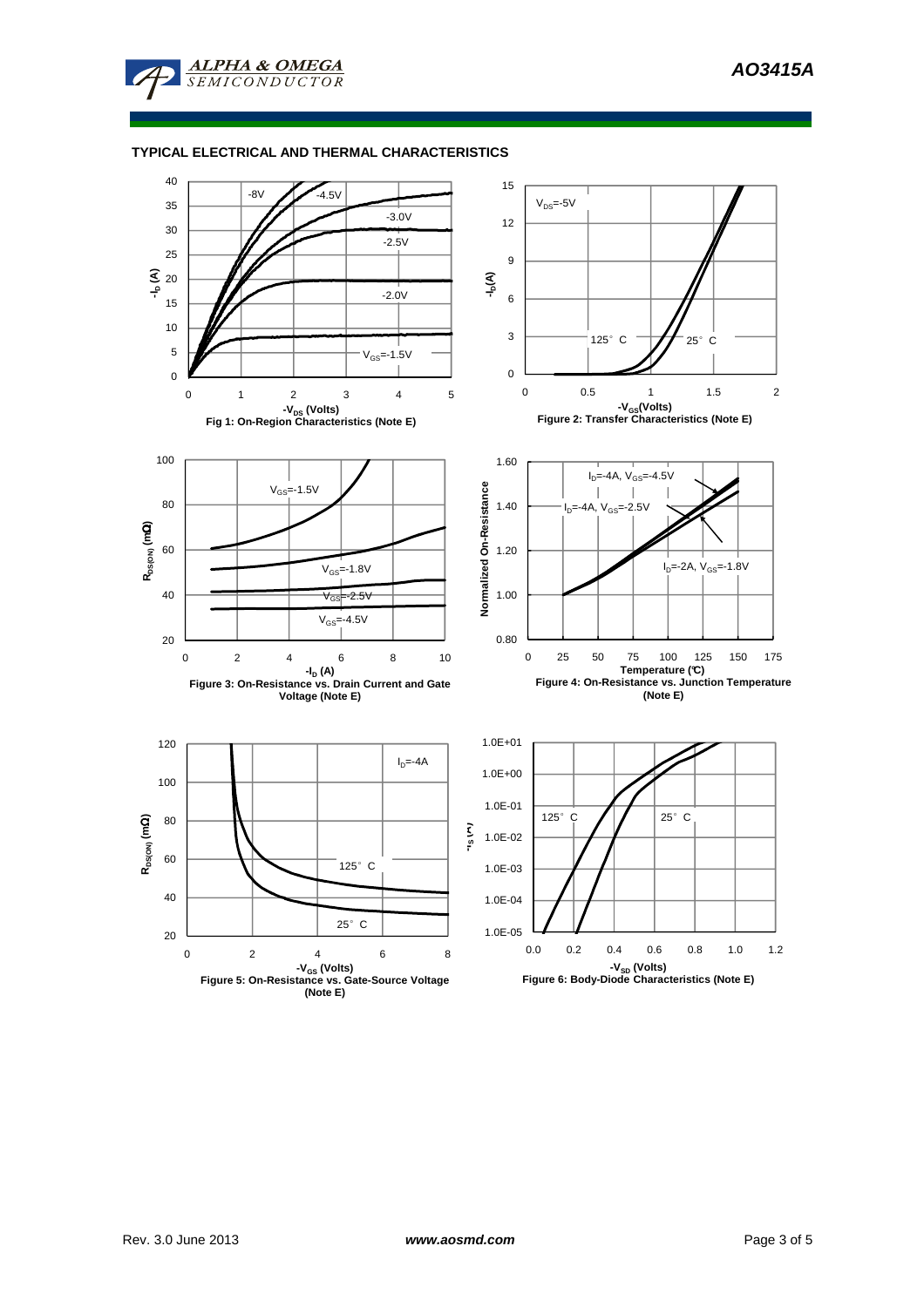## TYPICAL ELECTRICAL AND THERMAL CHARACTERISTICS

Fig 1: On-Region Characteristics (Note E)

Figure 2: Transfer Characteristics (Note E)

Figure 3: On-Resistance vs. Drain Current and Gate Voltage (Note E)

Figure 4: On-Resistance vs. Junction Temperature (Note E)

Figure 5: On-Resistance vs. Gate-Source Voltage (Note E)

Figure 6: Body-Diode Characteristics (Note E)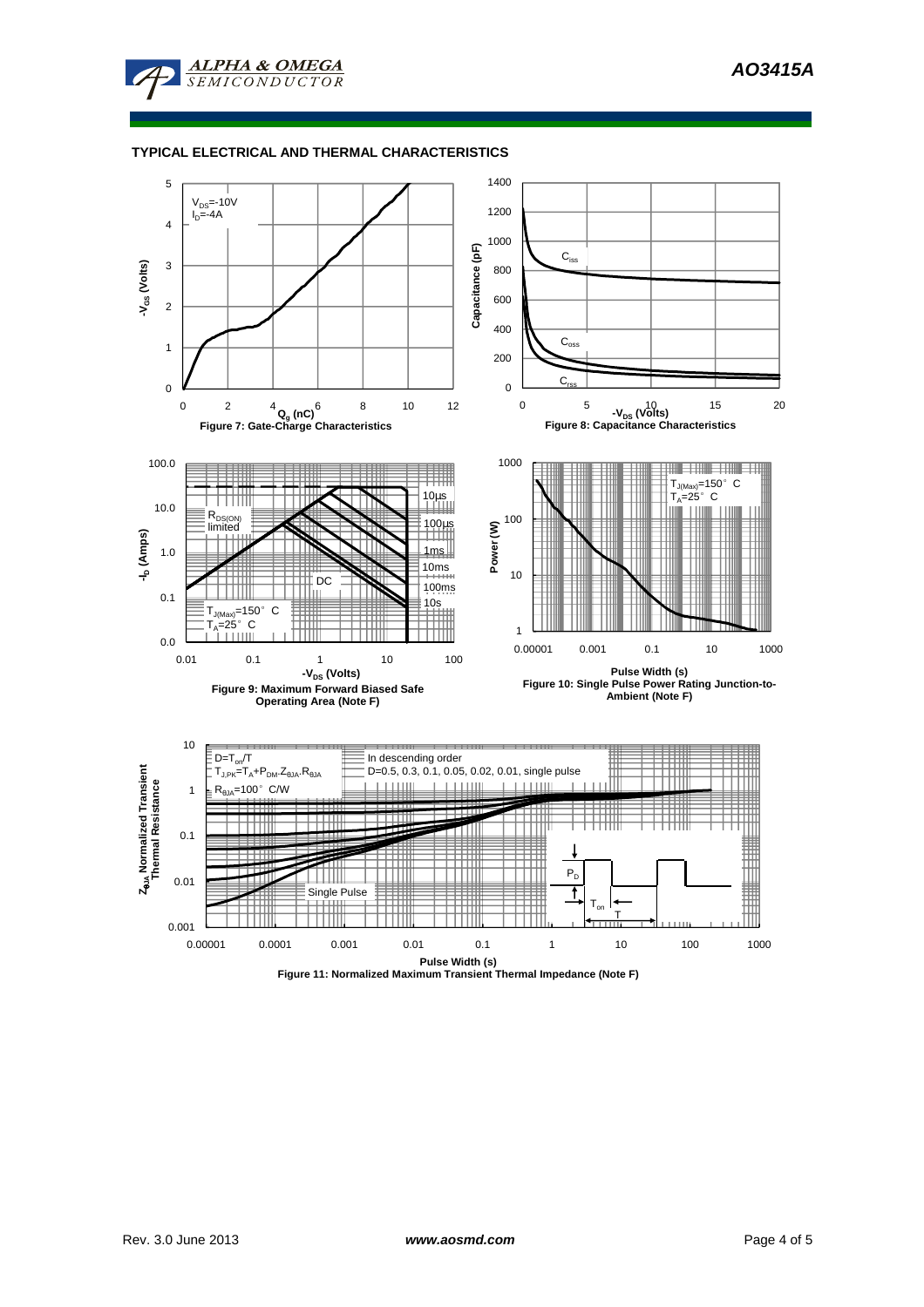## TYPICAL ELECTRICAL AND THERMAL CHARACTERISTICS

$V_{DS}$=-10V
$I_D$=-4A

Figure 7: Gate-Charge Characteristics

Figure 8: Capacitance Characteristics

Figure 9: Maximum Forward Biased Safe Operating Area (Note F)

Figure 10: Single Pulse Power Rating Junction-to-Ambient (Note F)

$D=T_{on}/T$
$T_{J,PK}=T_A+P_{DM}.Z_{\theta JA}.R_{\theta JA}$
$R_{\theta JA}$=100° C/W

In descending order
D=0.5, 0.3, 0.1, 0.05, 0.02, 0.01, single pulse

Figure 11: Normalized Maximum Transient Thermal Impedance (Note F)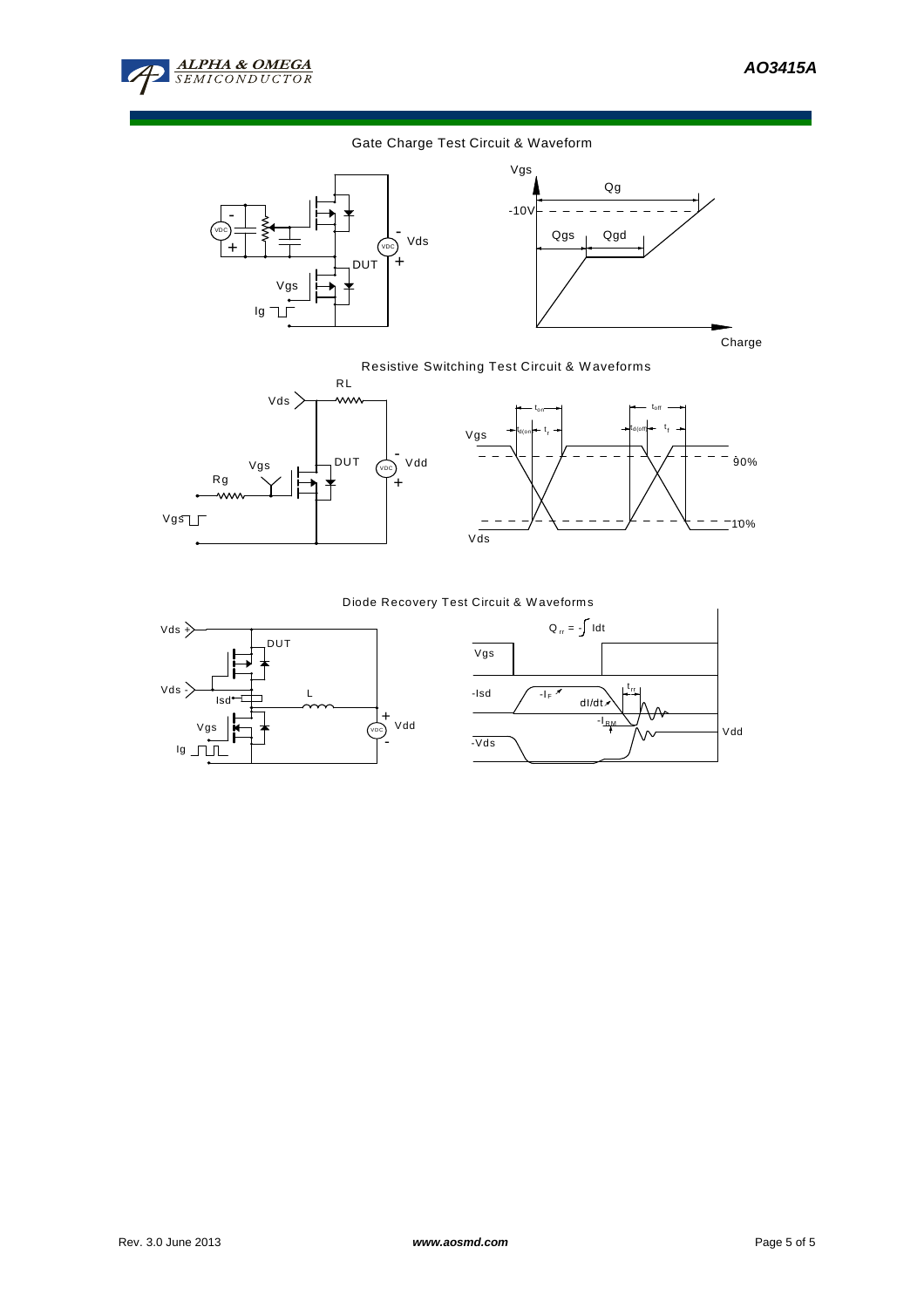## Gate Charge Test Circuit & Waveform

VDC
-
+
Vds
DUT
Vgs
Ig

Vgs
Qg
-10V
Qgs
Qgd
Charge

## Resistive Switching Test Circuit & Waveforms

RL
Vds
Vgs
Rg
DUT
VDC
Vdd
Vgs

$t_{on}$
$t_{d(on)}$
$t_r$
$t_{off}$
$t_{d(off)}$
$t_f$
Vgs
90%
10%
Vds

## Diode Recovery Test Circuit & Waveforms

Vds +
DUT
Vds -
Isd
L
Vgs
Ig
VDC
Vdd

$Q_{rr} = -\int Idt$
Vgs
-Isd
$-I_F$
dI/dt
$t_{rr}$
$-I_{RM}$
-Vds
Vdd